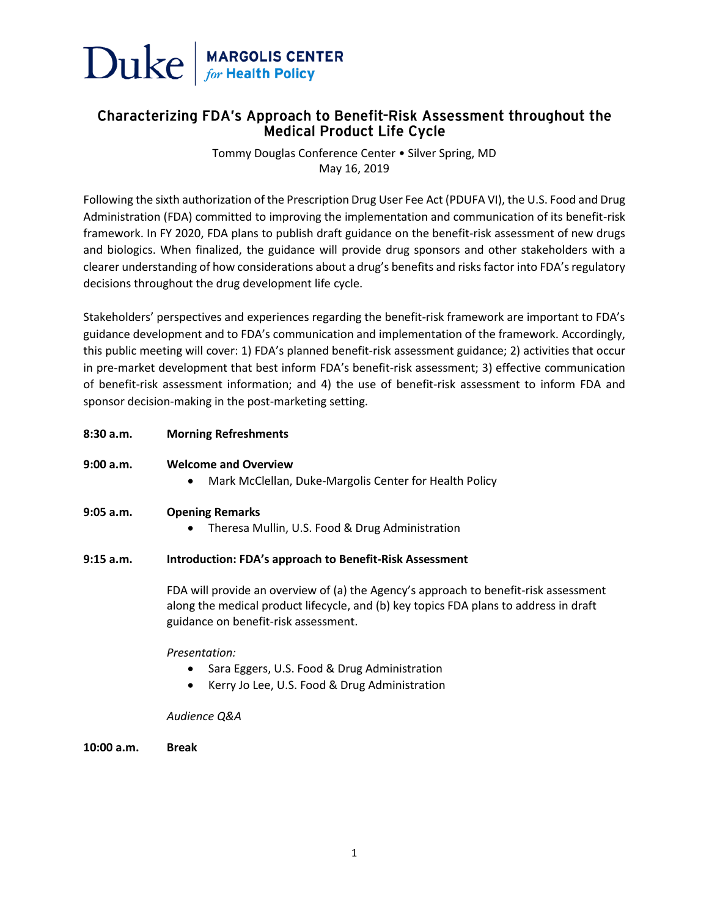Duke | MARGOLIS CENTER *for* Health Policy

# Characterizing FDA's Approach to Benefit-Risk Assessment throughout the Medical Product Life Cycle

Tommy Douglas Conference Center • Silver Spring, MD
May 16, 2019

Following the sixth authorization of the Prescription Drug User Fee Act (PDUFA VI), the U.S. Food and Drug Administration (FDA) committed to improving the implementation and communication of its benefit-risk framework. In FY 2020, FDA plans to publish draft guidance on the benefit-risk assessment of new drugs and biologics. When finalized, the guidance will provide drug sponsors and other stakeholders with a clearer understanding of how considerations about a drug's benefits and risks factor into FDA's regulatory decisions throughout the drug development life cycle.

Stakeholders' perspectives and experiences regarding the benefit-risk framework are important to FDA's guidance development and to FDA's communication and implementation of the framework. Accordingly, this public meeting will cover: 1) FDA's planned benefit-risk assessment guidance; 2) activities that occur in pre-market development that best inform FDA's benefit-risk assessment; 3) effective communication of benefit-risk assessment information; and 4) the use of benefit-risk assessment to inform FDA and sponsor decision-making in the post-marketing setting.

**8:30 a.m.** **Morning Refreshments**

**9:00 a.m.** **Welcome and Overview**

- Mark McClellan, Duke-Margolis Center for Health Policy

**9:05 a.m.** **Opening Remarks**

- Theresa Mullin, U.S. Food & Drug Administration

**9:15 a.m.** **Introduction: FDA's approach to Benefit-Risk Assessment**

FDA will provide an overview of (a) the Agency's approach to benefit-risk assessment along the medical product lifecycle, and (b) key topics FDA plans to address in draft guidance on benefit-risk assessment.

*Presentation:*

- Sara Eggers, U.S. Food & Drug Administration
- Kerry Jo Lee, U.S. Food & Drug Administration

*Audience Q&A*

**10:00 a.m.** **Break**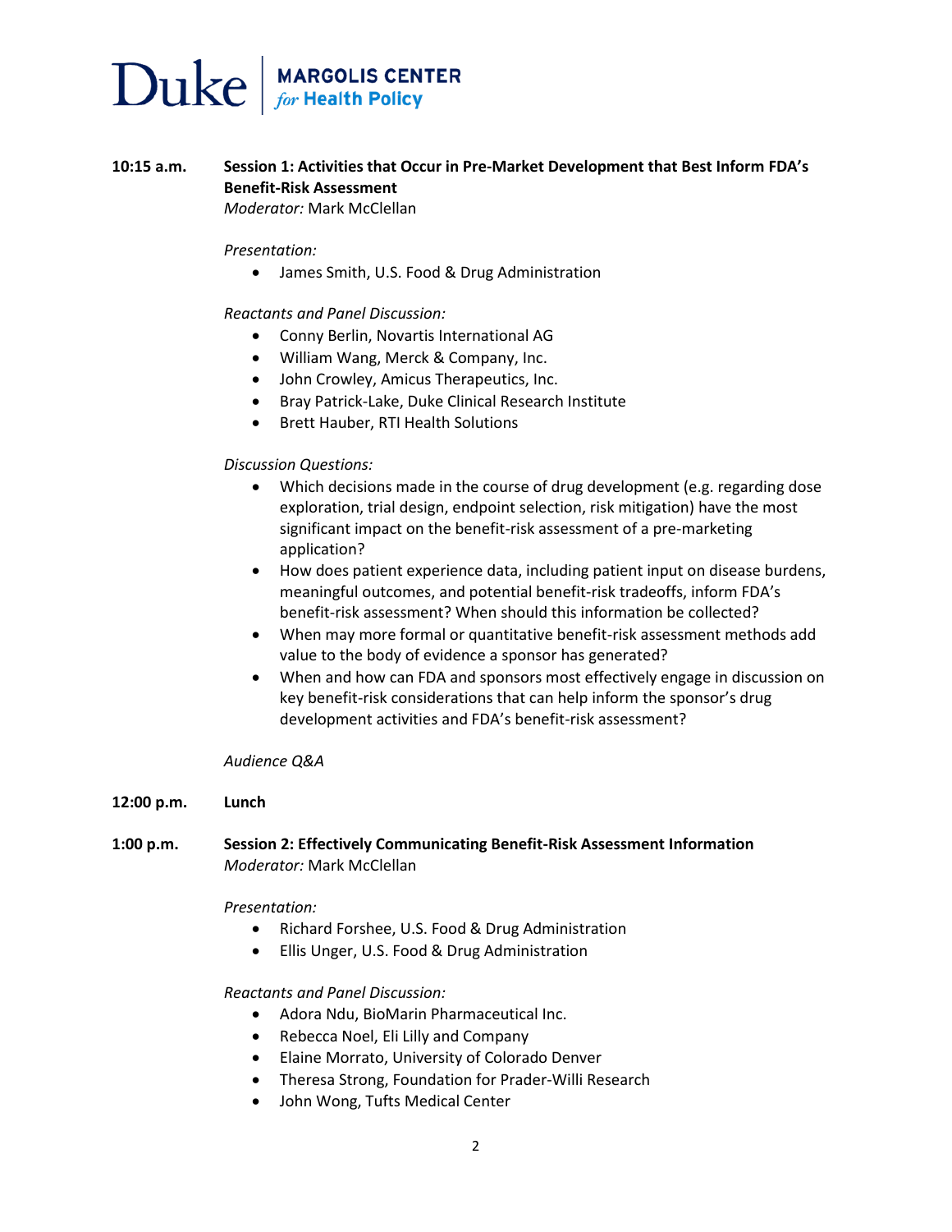**10:15 a.m.** **Session 1: Activities that Occur in Pre-Market Development that Best Inform FDA's Benefit-Risk Assessment**
*Moderator:* Mark McClellan

*Presentation:*

- James Smith, U.S. Food & Drug Administration

*Reactants and Panel Discussion:*

- Conny Berlin, Novartis International AG
- William Wang, Merck & Company, Inc.
- John Crowley, Amicus Therapeutics, Inc.
- Bray Patrick-Lake, Duke Clinical Research Institute
- Brett Hauber, RTI Health Solutions

*Discussion Questions:*

- Which decisions made in the course of drug development (e.g. regarding dose exploration, trial design, endpoint selection, risk mitigation) have the most significant impact on the benefit-risk assessment of a pre-marketing application?
- How does patient experience data, including patient input on disease burdens, meaningful outcomes, and potential benefit-risk tradeoffs, inform FDA's benefit-risk assessment? When should this information be collected?
- When may more formal or quantitative benefit-risk assessment methods add value to the body of evidence a sponsor has generated?
- When and how can FDA and sponsors most effectively engage in discussion on key benefit-risk considerations that can help inform the sponsor's drug development activities and FDA's benefit-risk assessment?

*Audience Q&A*

**12:00 p.m.** **Lunch**

**1:00 p.m.** **Session 2: Effectively Communicating Benefit-Risk Assessment Information**
*Moderator:* Mark McClellan

*Presentation:*

- Richard Forshee, U.S. Food & Drug Administration
- Ellis Unger, U.S. Food & Drug Administration

*Reactants and Panel Discussion:*

- Adora Ndu, BioMarin Pharmaceutical Inc.
- Rebecca Noel, Eli Lilly and Company
- Elaine Morrato, University of Colorado Denver
- Theresa Strong, Foundation for Prader-Willi Research
- John Wong, Tufts Medical Center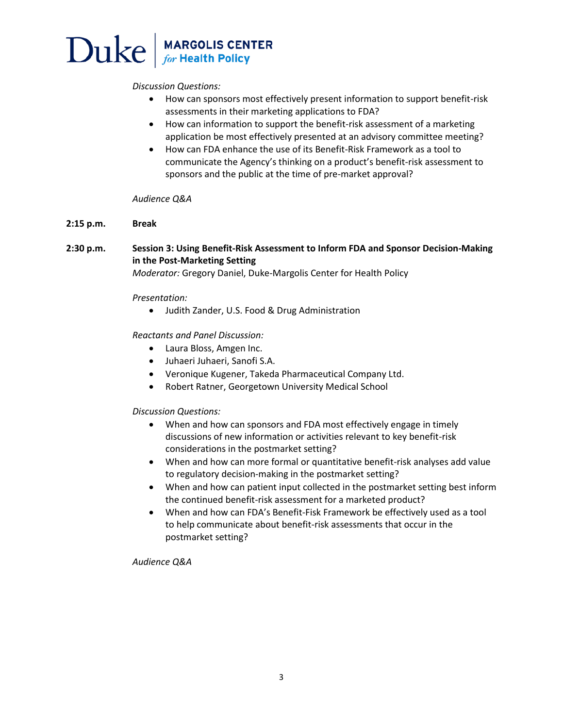*Discussion Questions:*

- How can sponsors most effectively present information to support benefit-risk assessments in their marketing applications to FDA?
- How can information to support the benefit-risk assessment of a marketing application be most effectively presented at an advisory committee meeting?
- How can FDA enhance the use of its Benefit-Risk Framework as a tool to communicate the Agency's thinking on a product's benefit-risk assessment to sponsors and the public at the time of pre-market approval?

*Audience Q&A*

**2:15 p.m.** **Break**

**2:30 p.m.** **Session 3: Using Benefit-Risk Assessment to Inform FDA and Sponsor Decision-Making in the Post-Marketing Setting**
*Moderator:* Gregory Daniel, Duke-Margolis Center for Health Policy

*Presentation:*

- Judith Zander, U.S. Food & Drug Administration

*Reactants and Panel Discussion:*

- Laura Bloss, Amgen Inc.
- Juhaeri Juhaeri, Sanofi S.A.
- Veronique Kugener, Takeda Pharmaceutical Company Ltd.
- Robert Ratner, Georgetown University Medical School

*Discussion Questions:*

- When and how can sponsors and FDA most effectively engage in timely discussions of new information or activities relevant to key benefit-risk considerations in the postmarket setting?
- When and how can more formal or quantitative benefit-risk analyses add value to regulatory decision-making in the postmarket setting?
- When and how can patient input collected in the postmarket setting best inform the continued benefit-risk assessment for a marketed product?
- When and how can FDA's Benefit-Fisk Framework be effectively used as a tool to help communicate about benefit-risk assessments that occur in the postmarket setting?

*Audience Q&A*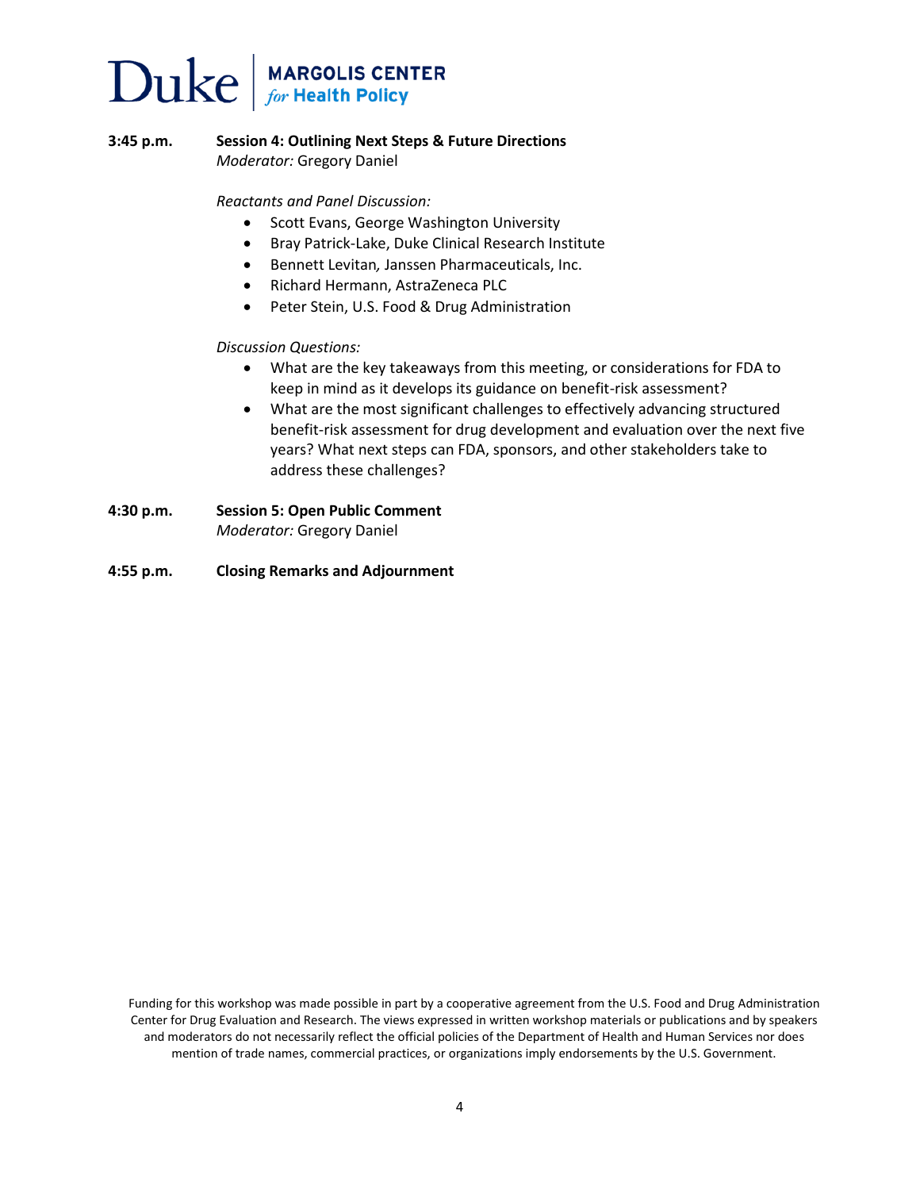**3:45 p.m.** **Session 4: Outlining Next Steps & Future Directions**
*Moderator:* Gregory Daniel

*Reactants and Panel Discussion:*

- Scott Evans, George Washington University
- Bray Patrick-Lake, Duke Clinical Research Institute
- Bennett Levitan, Janssen Pharmaceuticals, Inc.
- Richard Hermann, AstraZeneca PLC
- Peter Stein, U.S. Food & Drug Administration

*Discussion Questions:*

- What are the key takeaways from this meeting, or considerations for FDA to keep in mind as it develops its guidance on benefit-risk assessment?
- What are the most significant challenges to effectively advancing structured benefit-risk assessment for drug development and evaluation over the next five years? What next steps can FDA, sponsors, and other stakeholders take to address these challenges?

**4:30 p.m.** **Session 5: Open Public Comment**
*Moderator:* Gregory Daniel

**4:55 p.m.** **Closing Remarks and Adjournment**

Funding for this workshop was made possible in part by a cooperative agreement from the U.S. Food and Drug Administration Center for Drug Evaluation and Research. The views expressed in written workshop materials or publications and by speakers and moderators do not necessarily reflect the official policies of the Department of Health and Human Services nor does mention of trade names, commercial practices, or organizations imply endorsements by the U.S. Government.